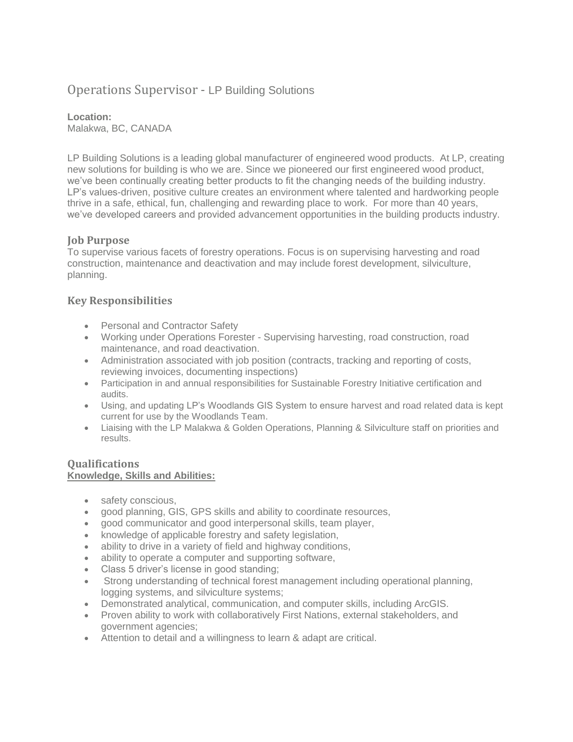# Operations Supervisor - LP Building Solutions

**Location:**
Malakwa, BC, CANADA

LP Building Solutions is a leading global manufacturer of engineered wood products. At LP, creating new solutions for building is who we are. Since we pioneered our first engineered wood product, we've been continually creating better products to fit the changing needs of the building industry. LP's values-driven, positive culture creates an environment where talented and hardworking people thrive in a safe, ethical, fun, challenging and rewarding place to work. For more than 40 years, we've developed careers and provided advancement opportunities in the building products industry.

## Job Purpose

To supervise various facets of forestry operations. Focus is on supervising harvesting and road construction, maintenance and deactivation and may include forest development, silviculture, planning.

## Key Responsibilities

- Personal and Contractor Safety
- Working under Operations Forester - Supervising harvesting, road construction, road maintenance, and road deactivation.
- Administration associated with job position (contracts, tracking and reporting of costs, reviewing invoices, documenting inspections)
- Participation in and annual responsibilities for Sustainable Forestry Initiative certification and audits.
- Using, and updating LP's Woodlands GIS System to ensure harvest and road related data is kept current for use by the Woodlands Team.
- Liaising with the LP Malakwa & Golden Operations, Planning & Silviculture staff on priorities and results.

## Qualifications

**Knowledge, Skills and Abilities:**

- safety conscious,
- good planning, GIS, GPS skills and ability to coordinate resources,
- good communicator and good interpersonal skills, team player,
- knowledge of applicable forestry and safety legislation,
- ability to drive in a variety of field and highway conditions,
- ability to operate a computer and supporting software,
- Class 5 driver's license in good standing;
- Strong understanding of technical forest management including operational planning, logging systems, and silviculture systems;
- Demonstrated analytical, communication, and computer skills, including ArcGIS.
- Proven ability to work with collaboratively First Nations, external stakeholders, and government agencies;
- Attention to detail and a willingness to learn & adapt are critical.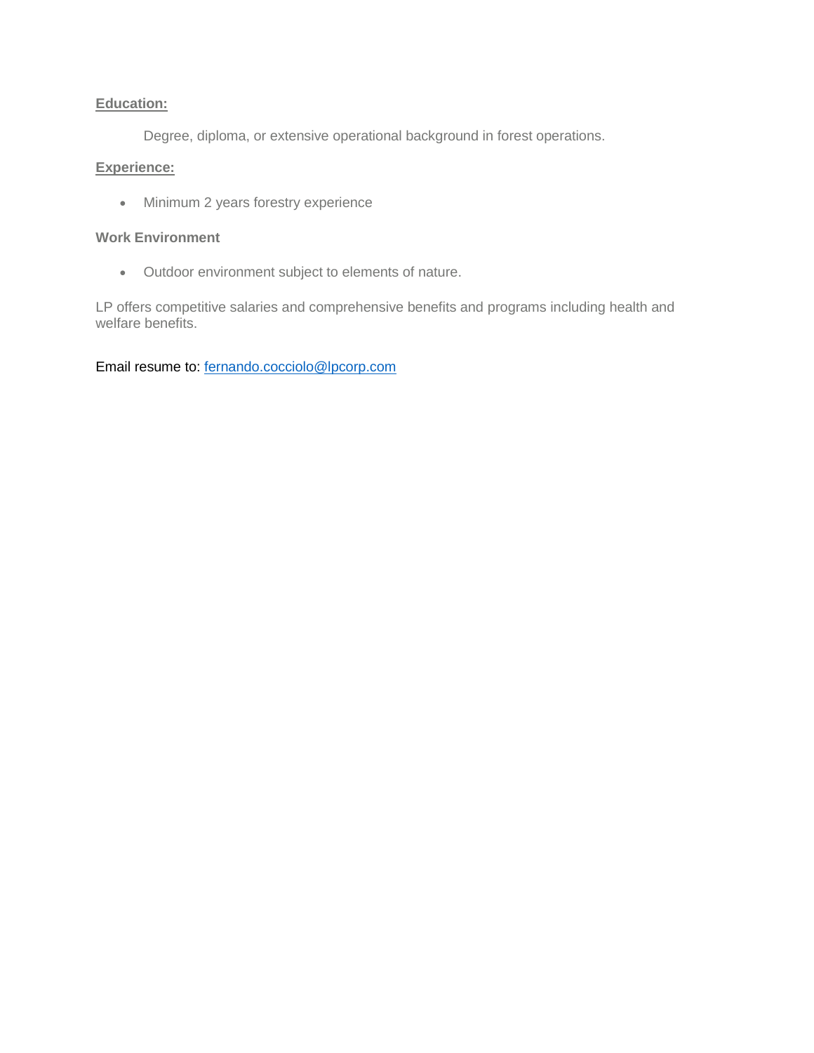**Education:**

Degree, diploma, or extensive operational background in forest operations.

**Experience:**

- Minimum 2 years forestry experience

**Work Environment**

- Outdoor environment subject to elements of nature.

LP offers competitive salaries and comprehensive benefits and programs including health and welfare benefits.

Email resume to: fernando.cocciolo@lpcorp.com